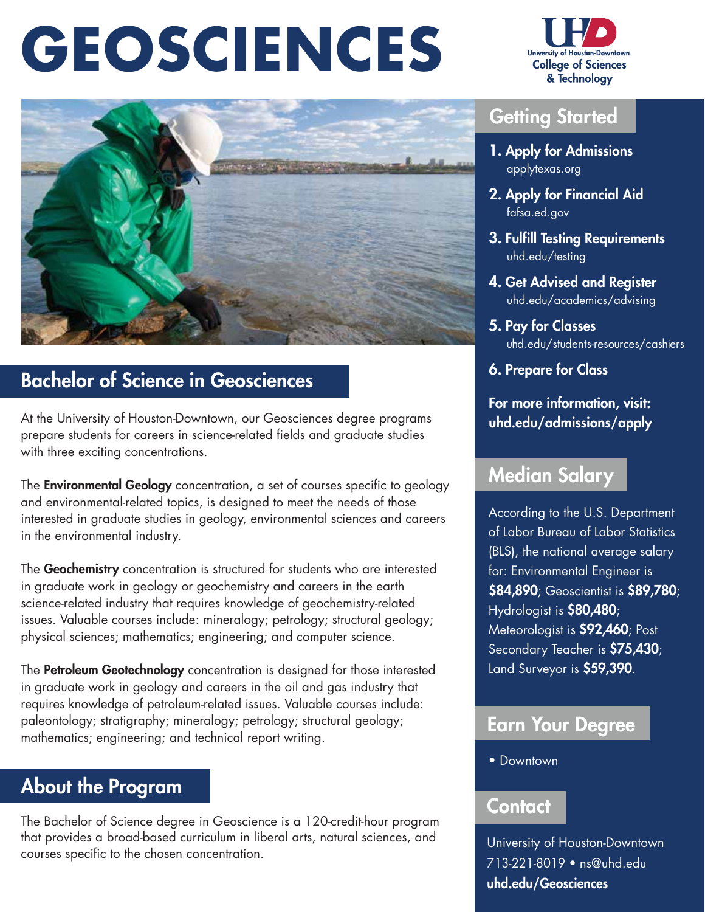# GEOSCIENCES

University of Houston-Downtown
College of Sciences & Technology

## Bachelor of Science in Geosciences

At the University of Houston-Downtown, our Geosciences degree programs prepare students for careers in science-related fields and graduate studies with three exciting concentrations.

The **Environmental Geology** concentration, a set of courses specific to geology and environmental-related topics, is designed to meet the needs of those interested in graduate studies in geology, environmental sciences and careers in the environmental industry.

The **Geochemistry** concentration is structured for students who are interested in graduate work in geology or geochemistry and careers in the earth science-related industry that requires knowledge of geochemistry-related issues. Valuable courses include: mineralogy; petrology; structural geology; physical sciences; mathematics; engineering; and computer science.

The **Petroleum Geotechnology** concentration is designed for those interested in graduate work in geology and careers in the oil and gas industry that requires knowledge of petroleum-related issues. Valuable courses include: paleontology; stratigraphy; mineralogy; petrology; structural geology; mathematics; engineering; and technical report writing.

## About the Program

The Bachelor of Science degree in Geoscience is a 120-credit-hour program that provides a broad-based curriculum in liberal arts, natural sciences, and courses specific to the chosen concentration.

## Getting Started

1. **Apply for Admissions**
   applytexas.org
2. **Apply for Financial Aid**
   fafsa.ed.gov
3. **Fulfill Testing Requirements**
   uhd.edu/testing
4. **Get Advised and Register**
   uhd.edu/academics/advising
5. **Pay for Classes**
   uhd.edu/students-resources/cashiers
6. **Prepare for Class**

**For more information, visit: uhd.edu/admissions/apply**

## Median Salary

According to the U.S. Department of Labor Bureau of Labor Statistics (BLS), the national average salary for: Environmental Engineer is **$84,890**; Geoscientist is **$89,780**; Hydrologist is **$80,480**; Meteorologist is **$92,460**; Post Secondary Teacher is **$75,430**; Land Surveyor is **$59,390**.

## Earn Your Degree

- Downtown

## Contact

University of Houston-Downtown
713-221-8019 • ns@uhd.edu
**uhd.edu/Geosciences**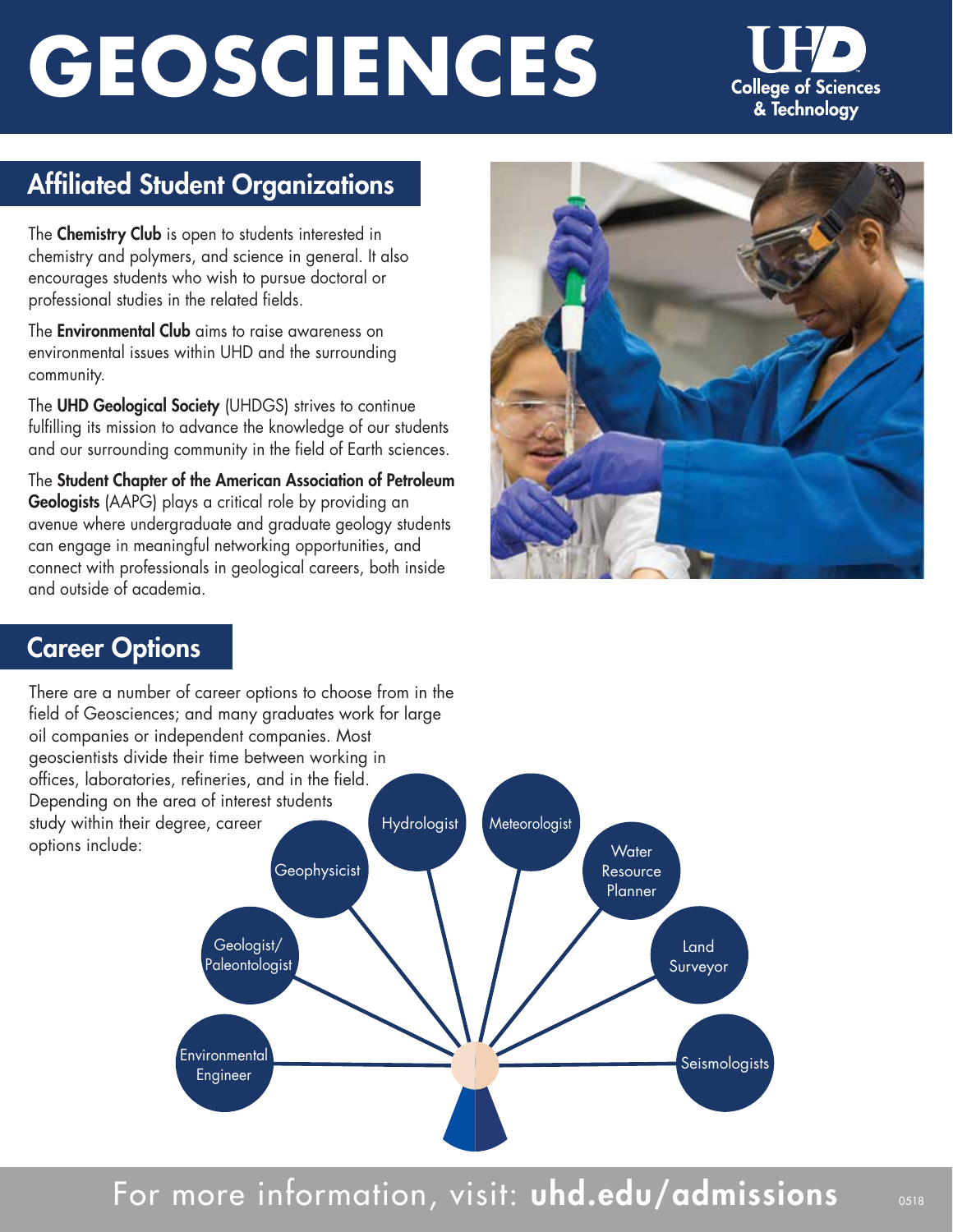# GEOSCIENCES

UHD College of Sciences & Technology

## Affiliated Student Organizations

The **Chemistry Club** is open to students interested in chemistry and polymers, and science in general. It also encourages students who wish to pursue doctoral or professional studies in the related fields.

The **Environmental Club** aims to raise awareness on environmental issues within UHD and the surrounding community.

The **UHD Geological Society** (UHDGS) strives to continue fulfilling its mission to advance the knowledge of our students and our surrounding community in the field of Earth sciences.

The **Student Chapter of the American Association of Petroleum Geologists** (AAPG) plays a critical role by providing an avenue where undergraduate and graduate geology students can engage in meaningful networking opportunities, and connect with professionals in geological careers, both inside and outside of academia.

## Career Options

There are a number of career options to choose from in the field of Geosciences; and many graduates work for large oil companies or independent companies. Most geoscientists divide their time between working in offices, laboratories, refineries, and in the field. Depending on the area of interest students study within their degree, career options include:

Environmental Engineer

Geologist/ Paleontologist

Geophysicist

Hydrologist

Meteorologist

Water Resource Planner

Land Surveyor

Seismologists

For more information, visit: **uhd.edu/admissions**